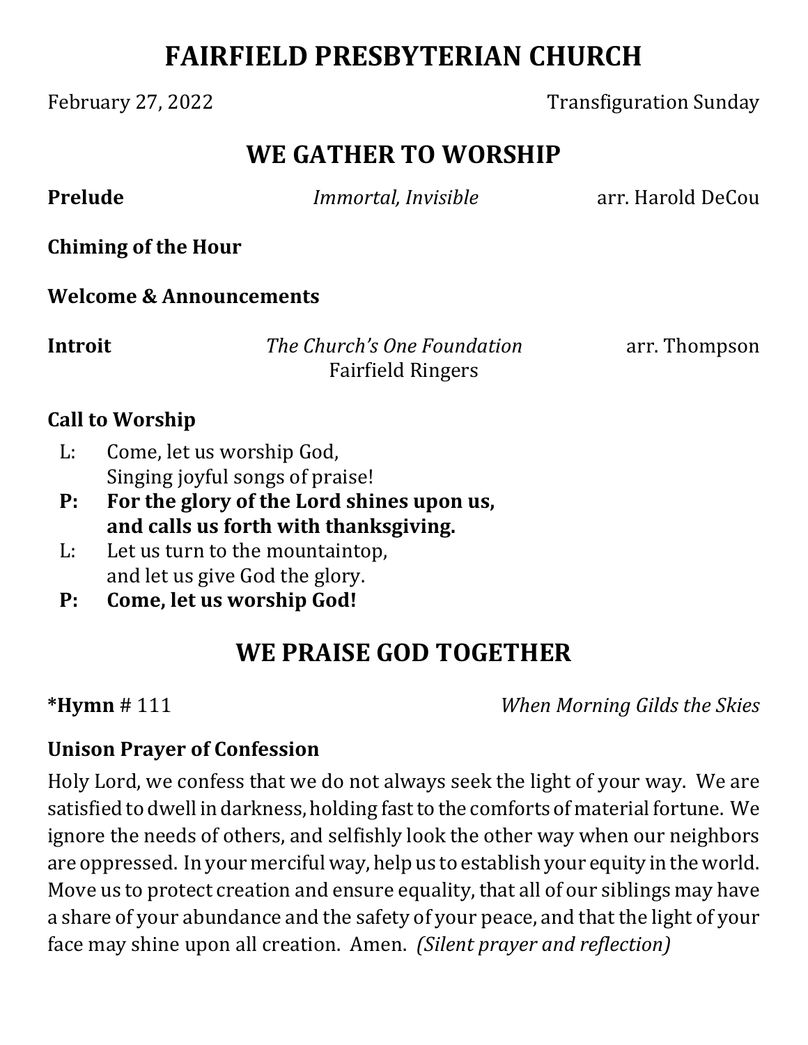# FAIRFIELD PRESBYTERIAN CHURCH

February 27, 2022 Transfiguration Sunday

## WE GATHER TO WORSHIP

**Prelude** *Immortal, Invisible* arr. Harold DeCou

**Chiming of the Hour**

**Welcome & Announcements**

**Introit** *The Church's One Foundation* arr. Thompson
Fairfield Ringers

**Call to Worship**

L: Come, let us worship God,
Singing joyful songs of praise!

**P: For the glory of the Lord shines upon us,
and calls us forth with thanksgiving.**

L: Let us turn to the mountaintop,
and let us give God the glory.

**P: Come, let us worship God!**

## WE PRAISE GOD TOGETHER

***Hymn** # 111 *When Morning Gilds the Skies*

**Unison Prayer of Confession**

Holy Lord, we confess that we do not always seek the light of your way. We are satisfied to dwell in darkness, holding fast to the comforts of material fortune. We ignore the needs of others, and selfishly look the other way when our neighbors are oppressed. In your merciful way, help us to establish your equity in the world. Move us to protect creation and ensure equality, that all of our siblings may have a share of your abundance and the safety of your peace, and that the light of your face may shine upon all creation. Amen. *(Silent prayer and reflection)*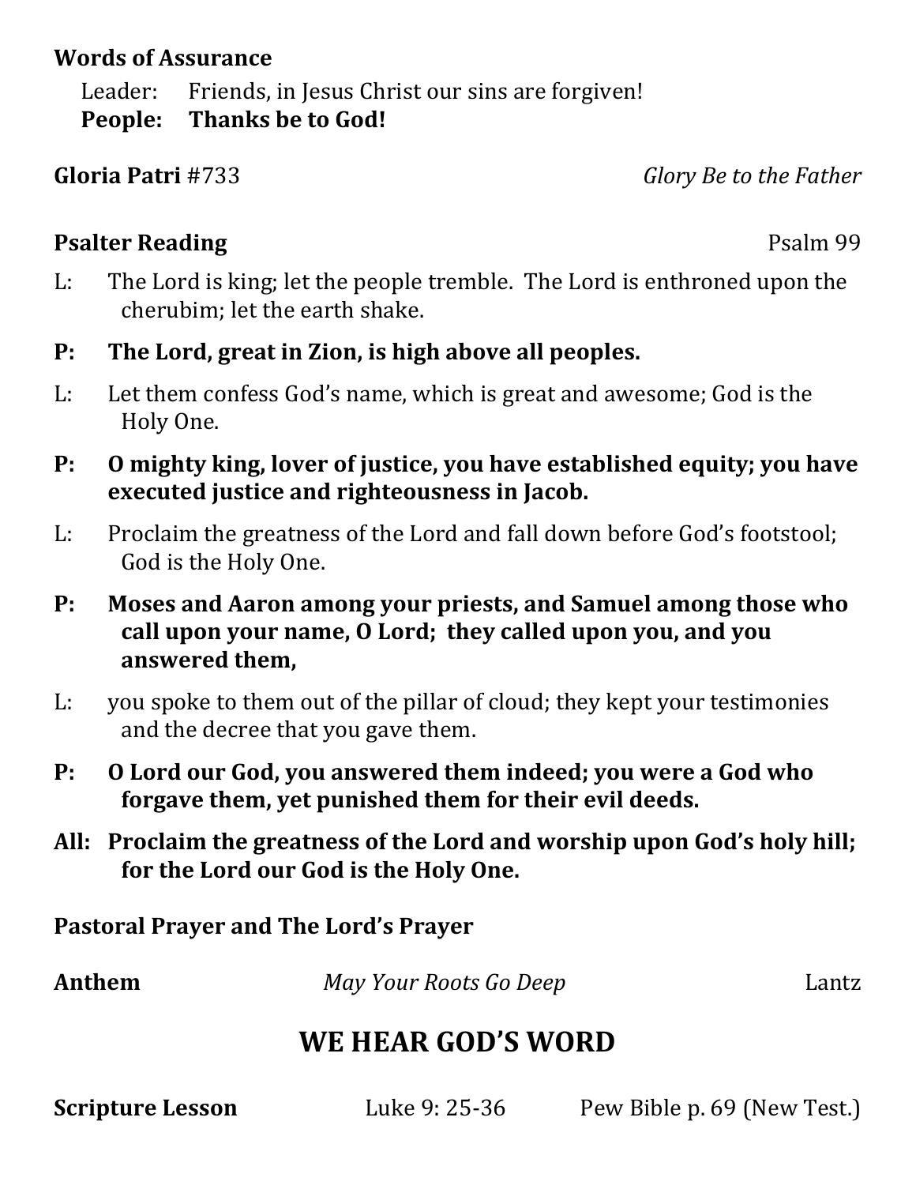**Words of Assurance**

Leader: Friends, in Jesus Christ our sins are forgiven!
**People: Thanks be to God!**

**Gloria Patri** #733 *Glory Be to the Father*

**Psalter Reading** Psalm 99

L: The Lord is king; let the people tremble. The Lord is enthroned upon the cherubim; let the earth shake.

**P: The Lord, great in Zion, is high above all peoples.**

L: Let them confess God's name, which is great and awesome; God is the Holy One.

**P: O mighty king, lover of justice, you have established equity; you have executed justice and righteousness in Jacob.**

L: Proclaim the greatness of the Lord and fall down before God's footstool; God is the Holy One.

**P: Moses and Aaron among your priests, and Samuel among those who call upon your name, O Lord; they called upon you, and you answered them,**

L: you spoke to them out of the pillar of cloud; they kept your testimonies and the decree that you gave them.

**P: O Lord our God, you answered them indeed; you were a God who forgave them, yet punished them for their evil deeds.**

**All: Proclaim the greatness of the Lord and worship upon God's holy hill; for the Lord our God is the Holy One.**

**Pastoral Prayer and The Lord's Prayer**

**Anthem** *May Your Roots Go Deep* Lantz

## WE HEAR GOD'S WORD

**Scripture Lesson** Luke 9: 25-36 Pew Bible p. 69 (New Test.)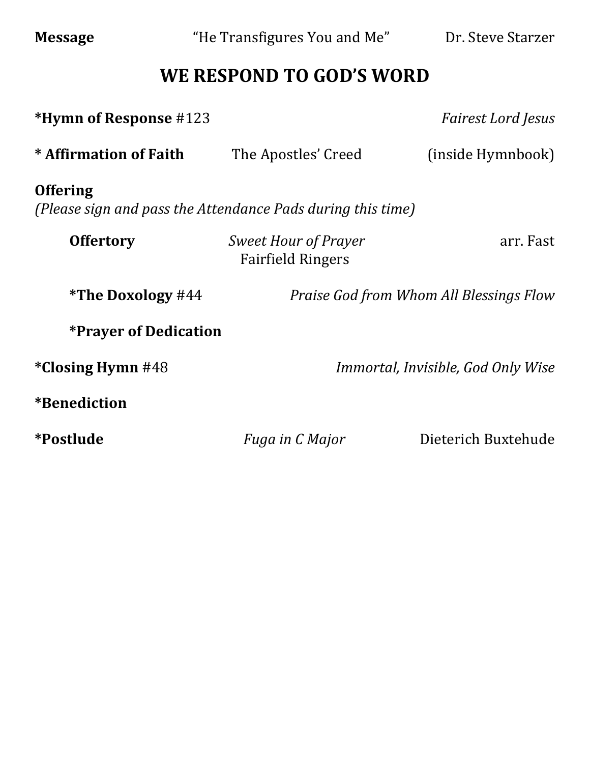**Message** “He Transfigures You and Me” Dr. Steve Starzer

## WE RESPOND TO GOD’S WORD

***Hymn of Response** #123 *Fairest Lord Jesus*

*** Affirmation of Faith** The Apostles’ Creed (inside Hymnbook)

**Offering**
*(Please sign and pass the Attendance Pads during this time)*

**Offertory** *Sweet Hour of Prayer* arr. Fast
Fairfield Ringers

***The Doxology** #44 *Praise God from Whom All Blessings Flow*

***Prayer of Dedication**

***Closing Hymn** #48 *Immortal, Invisible, God Only Wise*

***Benediction**

***Postlude** *Fuga in C Major* Dieterich Buxtehude